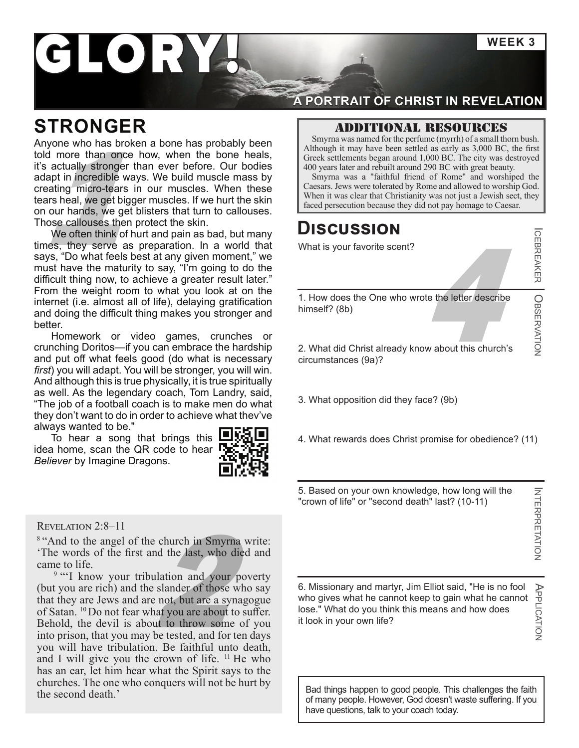# GLORY!

WEEK 3

A PORTRAIT OF CHRIST IN REVELATION

## STRONGER

Anyone who has broken a bone has probably been told more than once how, when the bone heals, it's actually stronger than ever before. Our bodies adapt in incredible ways. We build muscle mass by creating micro-tears in our muscles. When these tears heal, we get bigger muscles. If we hurt the skin on our hands, we get blisters that turn to callouses. Those callouses then protect the skin.

We often think of hurt and pain as bad, but many times, they serve as preparation. In a world that says, "Do what feels best at any given moment," we must have the maturity to say, "I'm going to do the difficult thing now, to achieve a greater result later." From the weight room to what you look at on the internet (i.e. almost all of life), delaying gratification and doing the difficult thing makes you stronger and better.

Homework or video games, crunches or crunching Doritos—if you can embrace the hardship and put off what feels good (do what is necessary *first*) you will adapt. You will be stronger, you will win. And although this is true physically, it is true spiritually as well. As the legendary coach, Tom Landry, said, "The job of a football coach is to make men do what they don't want to do in order to achieve what thev've always wanted to be."

To hear a song that brings this idea home, scan the QR code to hear *Believer* by Imagine Dragons.

REVELATION 2:8–11

[8] "And to the angel of the church in Smyrna write: 'The words of the first and the last, who died and came to life.

[9] "'I know your tribulation and your poverty (but you are rich) and the slander of those who say that they are Jews and are not, but are a synagogue of Satan. [10] Do not fear what you are about to suffer. Behold, the devil is about to throw some of you into prison, that you may be tested, and for ten days you will have tribulation. Be faithful unto death, and I will give you the crown of life. [11] He who has an ear, let him hear what the Spirit says to the churches. The one who conquers will not be hurt by the second death.'

### ADDITIONAL RESOURCES

Smyrna was named for the perfume (myrrh) of a small thorn bush. Although it may have been settled as early as 3,000 BC, the first Greek settlements began around 1,000 BC. The city was destroyed 400 years later and rebuilt around 290 BC with great beauty.

Smyrna was a "faithful friend of Rome" and worshiped the Caesars. Jews were tolerated by Rome and allowed to worship God. When it was clear that Christianity was not just a Jewish sect, they faced persecution because they did not pay homage to Caesar.

## DISCUSSION

**ICEBREAKER**

What is your favorite scent?

**OBSERVATION**

1. How does the One who wrote the letter describe himself? (8b)

2. What did Christ already know about this church's circumstances (9a)?

3. What opposition did they face? (9b)

4. What rewards does Christ promise for obedience? (11)

**INTERPRETATION**

5. Based on your own knowledge, how long will the "crown of life" or "second death" last? (10-11)

**APPLICATION**

6. Missionary and martyr, Jim Elliot said, "He is no fool who gives what he cannot keep to gain what he cannot lose." What do you think this means and how does it look in your own life?

Bad things happen to good people. This challenges the faith of many people. However, God doesn't waste suffering. If you have questions, talk to your coach today.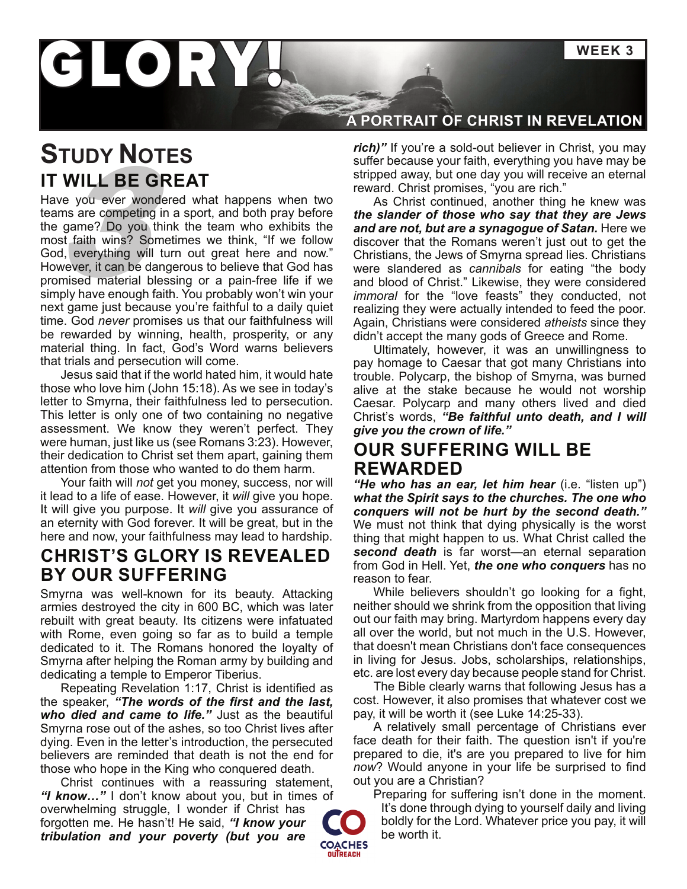# GLORY!

WEEK 3

A PORTRAIT OF CHRIST IN REVELATION

## Study Notes

### IT WILL BE GREAT

Have you ever wondered what happens when two teams are competing in a sport, and both pray before the game? Do you think the team who exhibits the most faith wins? Sometimes we think, "If we follow God, everything will turn out great here and now." However, it can be dangerous to believe that God has promised material blessing or a pain-free life if we simply have enough faith. You probably won't win your next game just because you're faithful to a daily quiet time. God *never* promises us that our faithfulness will be rewarded by winning, health, prosperity, or any material thing. In fact, God's Word warns believers that trials and persecution will come.

Jesus said that if the world hated him, it would hate those who love him (John 15:18). As we see in today's letter to Smyrna, their faithfulness led to persecution. This letter is only one of two containing no negative assessment. We know they weren't perfect. They were human, just like us (see Romans 3:23). However, their dedication to Christ set them apart, gaining them attention from those who wanted to do them harm.

Your faith will *not* get you money, success, nor will it lead to a life of ease. However, it *will* give you hope. It will give you purpose. It *will* give you assurance of an eternity with God forever. It will be great, but in the here and now, your faithfulness may lead to hardship.

### CHRIST'S GLORY IS REVEALED BY OUR SUFFERING

Smyrna was well-known for its beauty. Attacking armies destroyed the city in 600 BC, which was later rebuilt with great beauty. Its citizens were infatuated with Rome, even going so far as to build a temple dedicated to it. The Romans honored the loyalty of Smyrna after helping the Roman army by building and dedicating a temple to Emperor Tiberius.

Repeating Revelation 1:17, Christ is identified as the speaker, ***"The words of the first and the last, who died and came to life."*** Just as the beautiful Smyrna rose out of the ashes, so too Christ lives after dying. Even in the letter's introduction, the persecuted believers are reminded that death is not the end for those who hope in the King who conquered death.

Christ continues with a reassuring statement, ***"I know…"*** I don't know about you, but in times of overwhelming struggle, I wonder if Christ has forgotten me. He hasn't! He said, ***"I know your tribulation and your poverty (but you are rich)"*** If you're a sold-out believer in Christ, you may suffer because your faith, everything you have may be stripped away, but one day you will receive an eternal reward. Christ promises, "you are rich."

As Christ continued, another thing he knew was ***the slander of those who say that they are Jews and are not, but are a synagogue of Satan.*** Here we discover that the Romans weren't just out to get the Christians, the Jews of Smyrna spread lies. Christians were slandered as *cannibals* for eating "the body and blood of Christ." Likewise, they were considered *immoral* for the "love feasts" they conducted, not realizing they were actually intended to feed the poor. Again, Christians were considered *atheists* since they didn't accept the many gods of Greece and Rome.

Ultimately, however, it was an unwillingness to pay homage to Caesar that got many Christians into trouble. Polycarp, the bishop of Smyrna, was burned alive at the stake because he would not worship Caesar. Polycarp and many others lived and died Christ's words, ***"Be faithful unto death, and I will give you the crown of life."***

### OUR SUFFERING WILL BE REWARDED

***"He who has an ear, let him hear*** (i.e. "listen up") ***what the Spirit says to the churches. The one who conquers will not be hurt by the second death."*** We must not think that dying physically is the worst thing that might happen to us. What Christ called the ***second death*** is far worst—an eternal separation from God in Hell. Yet, ***the one who conquers*** has no reason to fear.

While believers shouldn't go looking for a fight, neither should we shrink from the opposition that living out our faith may bring. Martyrdom happens every day all over the world, but not much in the U.S. However, that doesn't mean Christians don't face consequences in living for Jesus. Jobs, scholarships, relationships, etc. are lost every day because people stand for Christ.

The Bible clearly warns that following Jesus has a cost. However, it also promises that whatever cost we pay, it will be worth it (see Luke 14:25-33).

A relatively small percentage of Christians ever face death for their faith. The question isn't if you're prepared to die, it's are you prepared to live for him *now*? Would anyone in your life be surprised to find out you are a Christian?

Preparing for suffering isn't done in the moment. It's done through dying to yourself daily and living boldly for the Lord. Whatever price you pay, it will be worth it.

COACHES OUTREACH